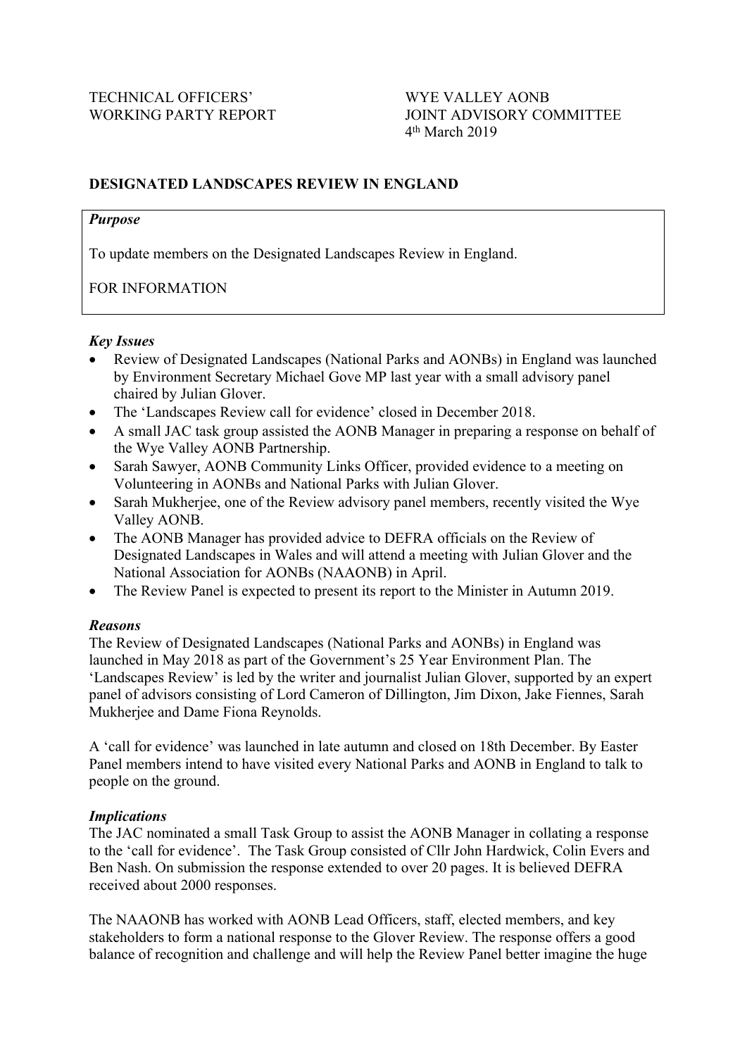TECHNICAL OFFICERS' WORKING PARTY REPORT

WYE VALLEY AONB JOINT ADVISORY COMMITTEE
4th March 2019

**DESIGNATED LANDSCAPES REVIEW IN ENGLAND**

***Purpose***

To update members on the Designated Landscapes Review in England.

FOR INFORMATION

***Key Issues***

- Review of Designated Landscapes (National Parks and AONBs) in England was launched by Environment Secretary Michael Gove MP last year with a small advisory panel chaired by Julian Glover.
- The 'Landscapes Review call for evidence' closed in December 2018.
- A small JAC task group assisted the AONB Manager in preparing a response on behalf of the Wye Valley AONB Partnership.
- Sarah Sawyer, AONB Community Links Officer, provided evidence to a meeting on Volunteering in AONBs and National Parks with Julian Glover.
- Sarah Mukherjee, one of the Review advisory panel members, recently visited the Wye Valley AONB.
- The AONB Manager has provided advice to DEFRA officials on the Review of Designated Landscapes in Wales and will attend a meeting with Julian Glover and the National Association for AONBs (NAAONB) in April.
- The Review Panel is expected to present its report to the Minister in Autumn 2019.

***Reasons***

The Review of Designated Landscapes (National Parks and AONBs) in England was launched in May 2018 as part of the Government's 25 Year Environment Plan. The 'Landscapes Review' is led by the writer and journalist Julian Glover, supported by an expert panel of advisors consisting of Lord Cameron of Dillington, Jim Dixon, Jake Fiennes, Sarah Mukherjee and Dame Fiona Reynolds.

A 'call for evidence' was launched in late autumn and closed on 18th December. By Easter Panel members intend to have visited every National Parks and AONB in England to talk to people on the ground.

***Implications***

The JAC nominated a small Task Group to assist the AONB Manager in collating a response to the 'call for evidence'. The Task Group consisted of Cllr John Hardwick, Colin Evers and Ben Nash. On submission the response extended to over 20 pages. It is believed DEFRA received about 2000 responses.

The NAAONB has worked with AONB Lead Officers, staff, elected members, and key stakeholders to form a national response to the Glover Review. The response offers a good balance of recognition and challenge and will help the Review Panel better imagine the huge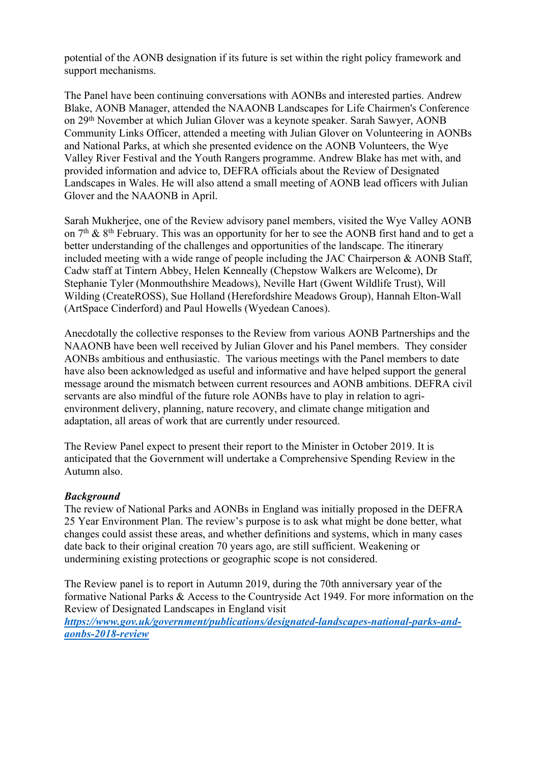potential of the AONB designation if its future is set within the right policy framework and support mechanisms.

The Panel have been continuing conversations with AONBs and interested parties. Andrew Blake, AONB Manager, attended the NAAONB Landscapes for Life Chairmen's Conference on 29th November at which Julian Glover was a keynote speaker. Sarah Sawyer, AONB Community Links Officer, attended a meeting with Julian Glover on Volunteering in AONBs and National Parks, at which she presented evidence on the AONB Volunteers, the Wye Valley River Festival and the Youth Rangers programme. Andrew Blake has met with, and provided information and advice to, DEFRA officials about the Review of Designated Landscapes in Wales. He will also attend a small meeting of AONB lead officers with Julian Glover and the NAAONB in April.

Sarah Mukherjee, one of the Review advisory panel members, visited the Wye Valley AONB on 7th & 8th February. This was an opportunity for her to see the AONB first hand and to get a better understanding of the challenges and opportunities of the landscape. The itinerary included meeting with a wide range of people including the JAC Chairperson & AONB Staff, Cadw staff at Tintern Abbey, Helen Kenneally (Chepstow Walkers are Welcome), Dr Stephanie Tyler (Monmouthshire Meadows), Neville Hart (Gwent Wildlife Trust), Will Wilding (CreateROSS), Sue Holland (Herefordshire Meadows Group), Hannah Elton-Wall (ArtSpace Cinderford) and Paul Howells (Wyedean Canoes).

Anecdotally the collective responses to the Review from various AONB Partnerships and the NAAONB have been well received by Julian Glover and his Panel members. They consider AONBs ambitious and enthusiastic. The various meetings with the Panel members to date have also been acknowledged as useful and informative and have helped support the general message around the mismatch between current resources and AONB ambitions. DEFRA civil servants are also mindful of the future role AONBs have to play in relation to agri-environment delivery, planning, nature recovery, and climate change mitigation and adaptation, all areas of work that are currently under resourced.

The Review Panel expect to present their report to the Minister in October 2019. It is anticipated that the Government will undertake a Comprehensive Spending Review in the Autumn also.

***Background***

The review of National Parks and AONBs in England was initially proposed in the DEFRA 25 Year Environment Plan. The review's purpose is to ask what might be done better, what changes could assist these areas, and whether definitions and systems, which in many cases date back to their original creation 70 years ago, are still sufficient. Weakening or undermining existing protections or geographic scope is not considered.

The Review panel is to report in Autumn 2019, during the 70th anniversary year of the formative National Parks & Access to the Countryside Act 1949. For more information on the Review of Designated Landscapes in England visit ***https://www.gov.uk/government/publications/designated-landscapes-national-parks-and-aonbs-2018-review***